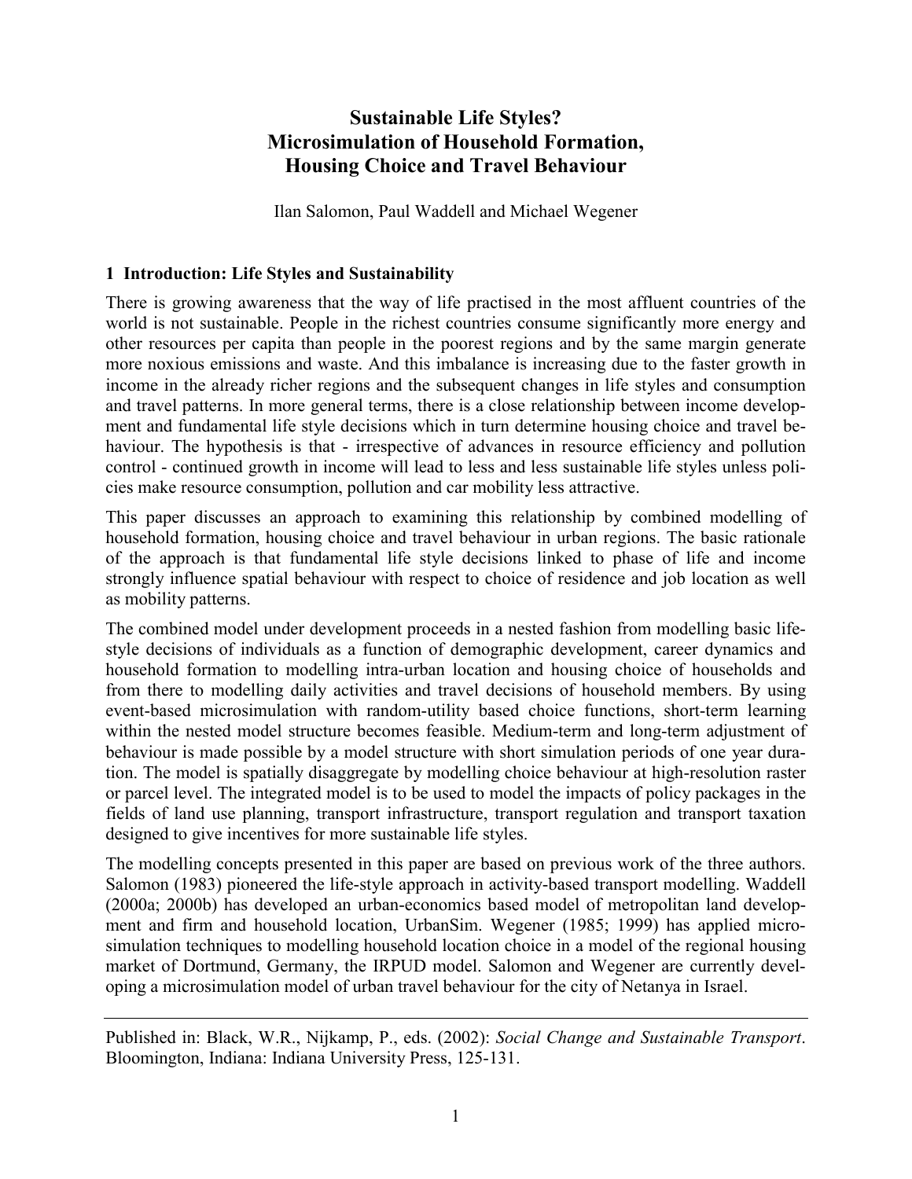# Sustainable Life Styles?
# Microsimulation of Household Formation, Housing Choice and Travel Behaviour

Ilan Salomon, Paul Waddell and Michael Wegener

## 1 Introduction: Life Styles and Sustainability

There is growing awareness that the way of life practised in the most affluent countries of the world is not sustainable. People in the richest countries consume significantly more energy and other resources per capita than people in the poorest regions and by the same margin generate more noxious emissions and waste. And this imbalance is increasing due to the faster growth in income in the already richer regions and the subsequent changes in life styles and consumption and travel patterns. In more general terms, there is a close relationship between income development and fundamental life style decisions which in turn determine housing choice and travel behaviour. The hypothesis is that - irrespective of advances in resource efficiency and pollution control - continued growth in income will lead to less and less sustainable life styles unless policies make resource consumption, pollution and car mobility less attractive.

This paper discusses an approach to examining this relationship by combined modelling of household formation, housing choice and travel behaviour in urban regions. The basic rationale of the approach is that fundamental life style decisions linked to phase of life and income strongly influence spatial behaviour with respect to choice of residence and job location as well as mobility patterns.

The combined model under development proceeds in a nested fashion from modelling basic life-style decisions of individuals as a function of demographic development, career dynamics and household formation to modelling intra-urban location and housing choice of households and from there to modelling daily activities and travel decisions of household members. By using event-based microsimulation with random-utility based choice functions, short-term learning within the nested model structure becomes feasible. Medium-term and long-term adjustment of behaviour is made possible by a model structure with short simulation periods of one year duration. The model is spatially disaggregate by modelling choice behaviour at high-resolution raster or parcel level. The integrated model is to be used to model the impacts of policy packages in the fields of land use planning, transport infrastructure, transport regulation and transport taxation designed to give incentives for more sustainable life styles.

The modelling concepts presented in this paper are based on previous work of the three authors. Salomon (1983) pioneered the life-style approach in activity-based transport modelling. Waddell (2000a; 2000b) has developed an urban-economics based model of metropolitan land development and firm and household location, UrbanSim. Wegener (1985; 1999) has applied microsimulation techniques to modelling household location choice in a model of the regional housing market of Dortmund, Germany, the IRPUD model. Salomon and Wegener are currently developing a microsimulation model of urban travel behaviour for the city of Netanya in Israel.

---

Published in: Black, W.R., Nijkamp, P., eds. (2002): *Social Change and Sustainable Transport*. Bloomington, Indiana: Indiana University Press, 125-131.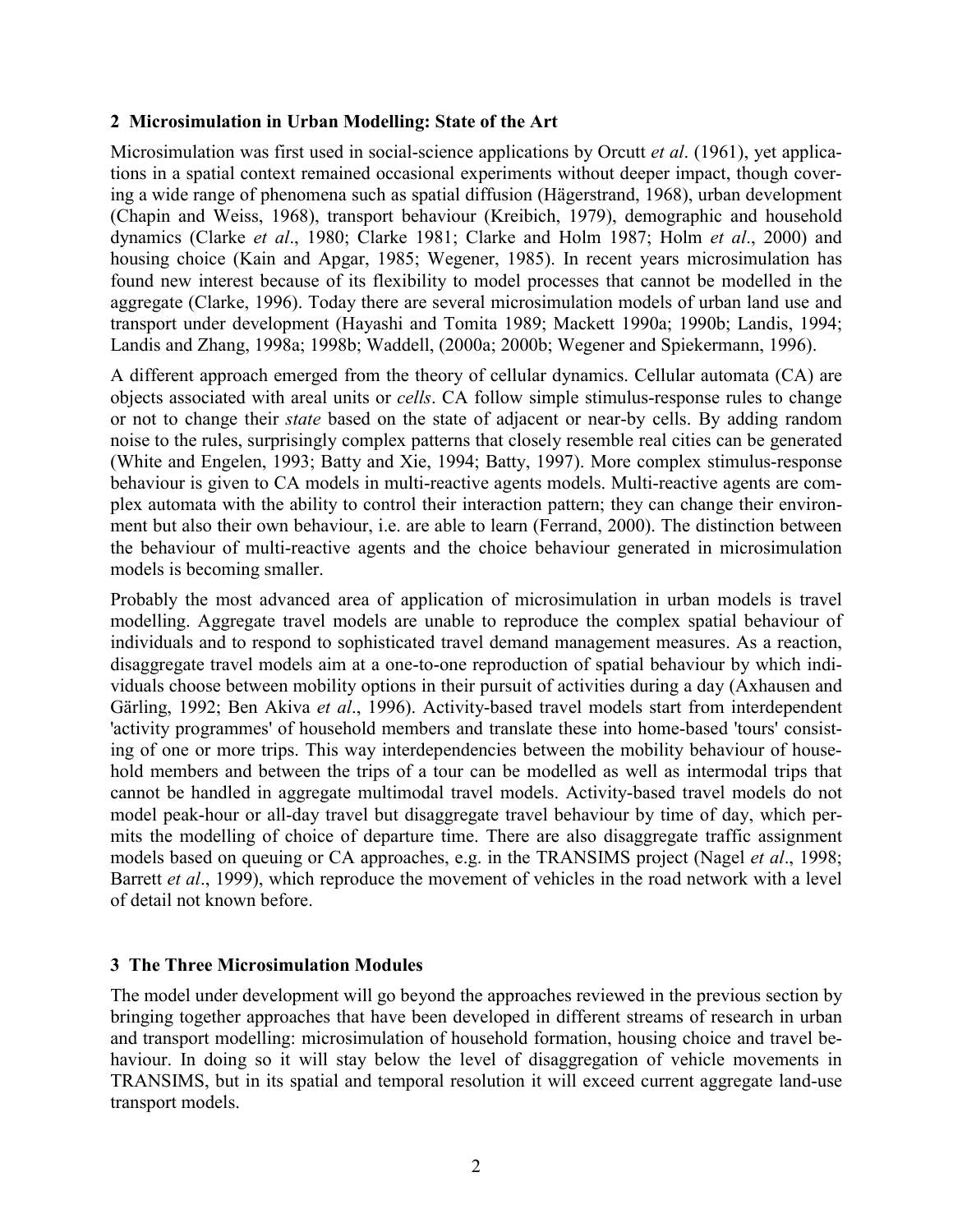## 2 Microsimulation in Urban Modelling: State of the Art

Microsimulation was first used in social-science applications by Orcutt *et al*. (1961), yet applications in a spatial context remained occasional experiments without deeper impact, though covering a wide range of phenomena such as spatial diffusion (Hägerstrand, 1968), urban development (Chapin and Weiss, 1968), transport behaviour (Kreibich, 1979), demographic and household dynamics (Clarke *et al*., 1980; Clarke 1981; Clarke and Holm 1987; Holm *et al*., 2000) and housing choice (Kain and Apgar, 1985; Wegener, 1985). In recent years microsimulation has found new interest because of its flexibility to model processes that cannot be modelled in the aggregate (Clarke, 1996). Today there are several microsimulation models of urban land use and transport under development (Hayashi and Tomita 1989; Mackett 1990a; 1990b; Landis, 1994; Landis and Zhang, 1998a; 1998b; Waddell, (2000a; 2000b; Wegener and Spiekermann, 1996).

A different approach emerged from the theory of cellular dynamics. Cellular automata (CA) are objects associated with areal units or *cells*. CA follow simple stimulus-response rules to change or not to change their *state* based on the state of adjacent or near-by cells. By adding random noise to the rules, surprisingly complex patterns that closely resemble real cities can be generated (White and Engelen, 1993; Batty and Xie, 1994; Batty, 1997). More complex stimulus-response behaviour is given to CA models in multi-reactive agents models. Multi-reactive agents are complex automata with the ability to control their interaction pattern; they can change their environment but also their own behaviour, i.e. are able to learn (Ferrand, 2000). The distinction between the behaviour of multi-reactive agents and the choice behaviour generated in microsimulation models is becoming smaller.

Probably the most advanced area of application of microsimulation in urban models is travel modelling. Aggregate travel models are unable to reproduce the complex spatial behaviour of individuals and to respond to sophisticated travel demand management measures. As a reaction, disaggregate travel models aim at a one-to-one reproduction of spatial behaviour by which individuals choose between mobility options in their pursuit of activities during a day (Axhausen and Gärling, 1992; Ben Akiva *et al*., 1996). Activity-based travel models start from interdependent 'activity programmes' of household members and translate these into home-based 'tours' consisting of one or more trips. This way interdependencies between the mobility behaviour of household members and between the trips of a tour can be modelled as well as intermodal trips that cannot be handled in aggregate multimodal travel models. Activity-based travel models do not model peak-hour or all-day travel but disaggregate travel behaviour by time of day, which permits the modelling of choice of departure time. There are also disaggregate traffic assignment models based on queuing or CA approaches, e.g. in the TRANSIMS project (Nagel *et al*., 1998; Barrett *et al*., 1999), which reproduce the movement of vehicles in the road network with a level of detail not known before.

## 3 The Three Microsimulation Modules

The model under development will go beyond the approaches reviewed in the previous section by bringing together approaches that have been developed in different streams of research in urban and transport modelling: microsimulation of household formation, housing choice and travel behaviour. In doing so it will stay below the level of disaggregation of vehicle movements in TRANSIMS, but in its spatial and temporal resolution it will exceed current aggregate land-use transport models.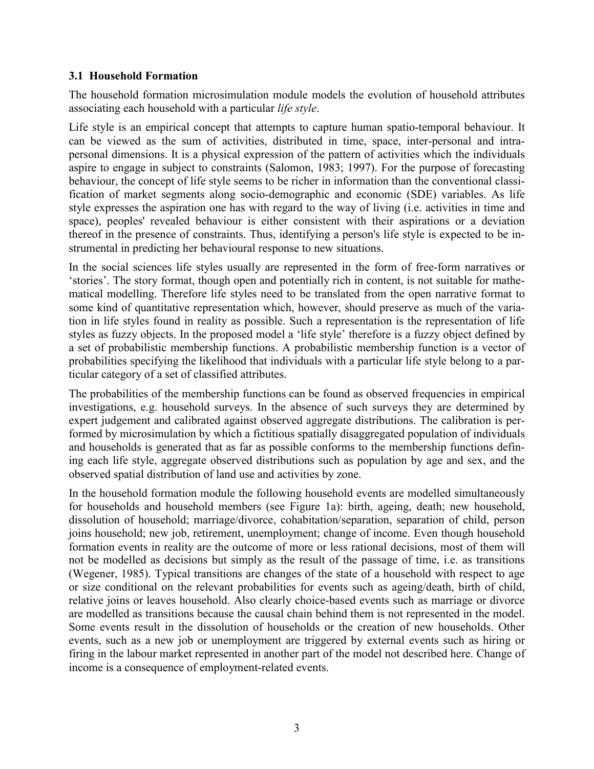### 3.1 Household Formation

The household formation microsimulation module models the evolution of household attributes associating each household with a particular *life style*.

Life style is an empirical concept that attempts to capture human spatio-temporal behaviour. It can be viewed as the sum of activities, distributed in time, space, inter-personal and intra-personal dimensions. It is a physical expression of the pattern of activities which the individuals aspire to engage in subject to constraints (Salomon, 1983; 1997). For the purpose of forecasting behaviour, the concept of life style seems to be richer in information than the conventional classification of market segments along socio-demographic and economic (SDE) variables. As life style expresses the aspiration one has with regard to the way of living (i.e. activities in time and space), peoples' revealed behaviour is either consistent with their aspirations or a deviation thereof in the presence of constraints. Thus, identifying a person's life style is expected to be instrumental in predicting her behavioural response to new situations.

In the social sciences life styles usually are represented in the form of free-form narratives or 'stories'. The story format, though open and potentially rich in content, is not suitable for mathematical modelling. Therefore life styles need to be translated from the open narrative format to some kind of quantitative representation which, however, should preserve as much of the variation in life styles found in reality as possible. Such a representation is the representation of life styles as fuzzy objects. In the proposed model a 'life style' therefore is a fuzzy object defined by a set of probabilistic membership functions. A probabilistic membership function is a vector of probabilities specifying the likelihood that individuals with a particular life style belong to a particular category of a set of classified attributes.

The probabilities of the membership functions can be found as observed frequencies in empirical investigations, e.g. household surveys. In the absence of such surveys they are determined by expert judgement and calibrated against observed aggregate distributions. The calibration is performed by microsimulation by which a fictitious spatially disaggregated population of individuals and households is generated that as far as possible conforms to the membership functions defining each life style, aggregate observed distributions such as population by age and sex, and the observed spatial distribution of land use and activities by zone.

In the household formation module the following household events are modelled simultaneously for households and household members (see Figure 1a): birth, ageing, death; new household, dissolution of household; marriage/divorce, cohabitation/separation, separation of child, person joins household; new job, retirement, unemployment; change of income. Even though household formation events in reality are the outcome of more or less rational decisions, most of them will not be modelled as decisions but simply as the result of the passage of time, i.e. as transitions (Wegener, 1985). Typical transitions are changes of the state of a household with respect to age or size conditional on the relevant probabilities for events such as ageing/death, birth of child, relative joins or leaves household. Also clearly choice-based events such as marriage or divorce are modelled as transitions because the causal chain behind them is not represented in the model. Some events result in the dissolution of households or the creation of new households. Other events, such as a new job or unemployment are triggered by external events such as hiring or firing in the labour market represented in another part of the model not described here. Change of income is a consequence of employment-related events.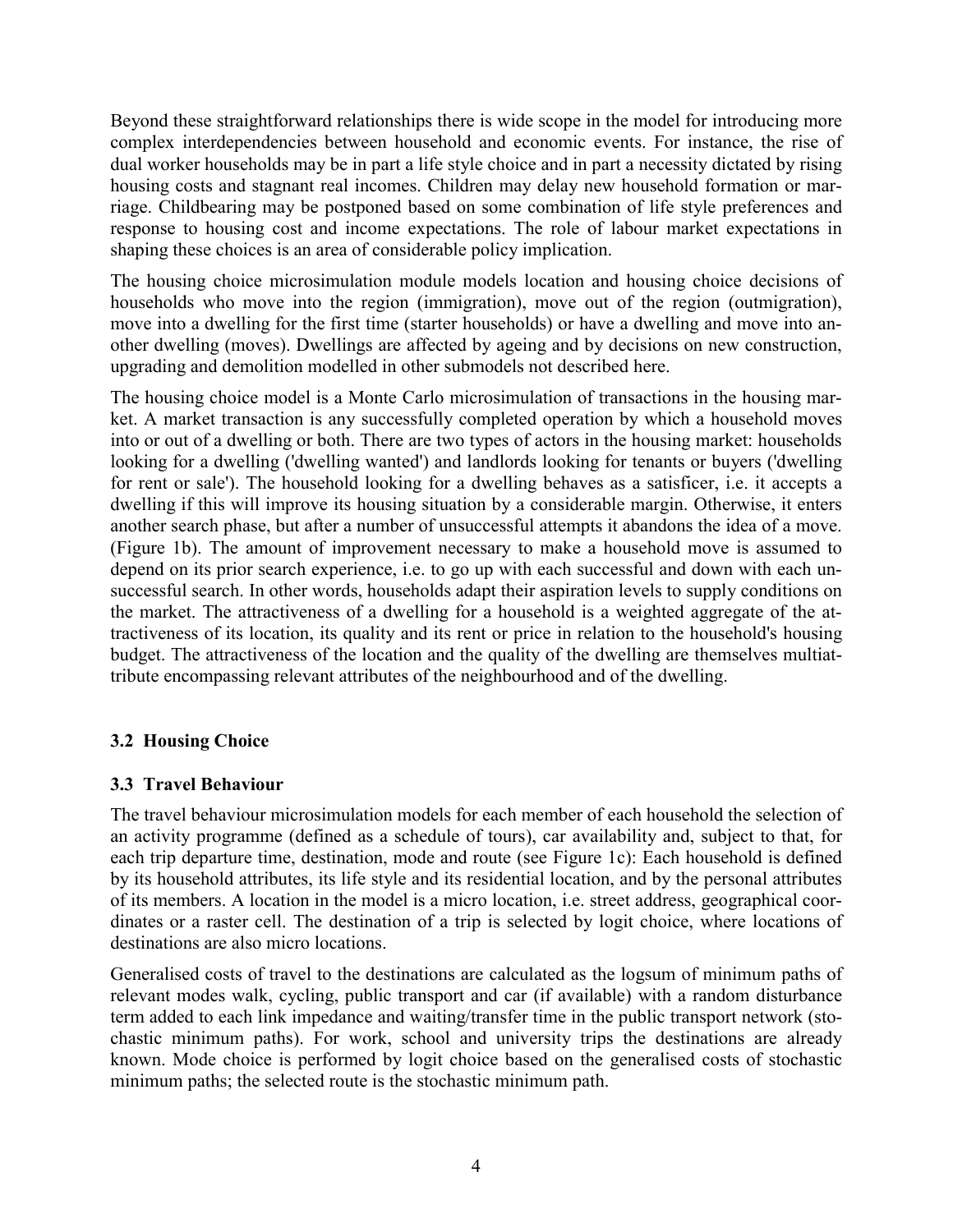Beyond these straightforward relationships there is wide scope in the model for introducing more complex interdependencies between household and economic events. For instance, the rise of dual worker households may be in part a life style choice and in part a necessity dictated by rising housing costs and stagnant real incomes. Children may delay new household formation or marriage. Childbearing may be postponed based on some combination of life style preferences and response to housing cost and income expectations. The role of labour market expectations in shaping these choices is an area of considerable policy implication.

The housing choice microsimulation module models location and housing choice decisions of households who move into the region (immigration), move out of the region (outmigration), move into a dwelling for the first time (starter households) or have a dwelling and move into another dwelling (moves). Dwellings are affected by ageing and by decisions on new construction, upgrading and demolition modelled in other submodels not described here.

The housing choice model is a Monte Carlo microsimulation of transactions in the housing market. A market transaction is any successfully completed operation by which a household moves into or out of a dwelling or both. There are two types of actors in the housing market: households looking for a dwelling ('dwelling wanted') and landlords looking for tenants or buyers ('dwelling for rent or sale'). The household looking for a dwelling behaves as a satisficer, i.e. it accepts a dwelling if this will improve its housing situation by a considerable margin. Otherwise, it enters another search phase, but after a number of unsuccessful attempts it abandons the idea of a move. (Figure 1b). The amount of improvement necessary to make a household move is assumed to depend on its prior search experience, i.e. to go up with each successful and down with each unsuccessful search. In other words, households adapt their aspiration levels to supply conditions on the market. The attractiveness of a dwelling for a household is a weighted aggregate of the attractiveness of its location, its quality and its rent or price in relation to the household's housing budget. The attractiveness of the location and the quality of the dwelling are themselves multiattribute encompassing relevant attributes of the neighbourhood and of the dwelling.

### 3.2 Housing Choice

### 3.3 Travel Behaviour

The travel behaviour microsimulation models for each member of each household the selection of an activity programme (defined as a schedule of tours), car availability and, subject to that, for each trip departure time, destination, mode and route (see Figure 1c): Each household is defined by its household attributes, its life style and its residential location, and by the personal attributes of its members. A location in the model is a micro location, i.e. street address, geographical coordinates or a raster cell. The destination of a trip is selected by logit choice, where locations of destinations are also micro locations.

Generalised costs of travel to the destinations are calculated as the logsum of minimum paths of relevant modes walk, cycling, public transport and car (if available) with a random disturbance term added to each link impedance and waiting/transfer time in the public transport network (stochastic minimum paths). For work, school and university trips the destinations are already known. Mode choice is performed by logit choice based on the generalised costs of stochastic minimum paths; the selected route is the stochastic minimum path.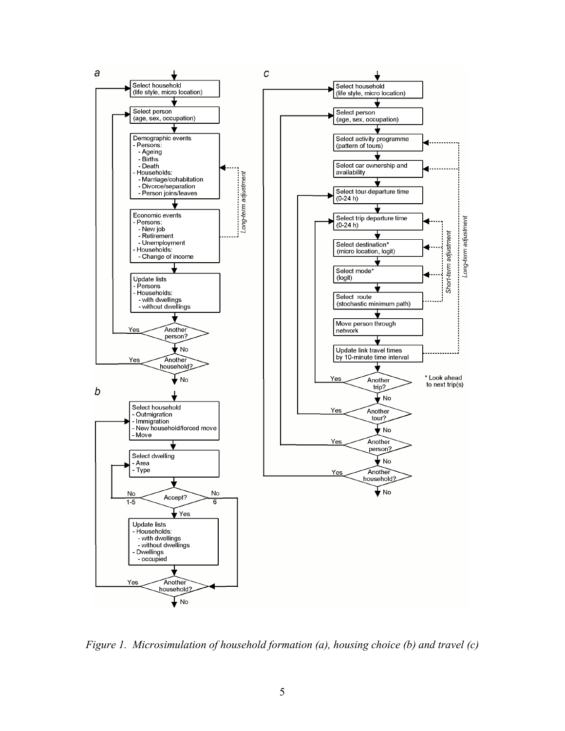**a**

- Select household (life style, micro location)
- Select person (age, sex, occupation)
- Demographic events
  - Persons:
    - Ageing
    - Births
    - Death
  - Households:
    - Marriage/cohabitation
    - Divorce/separation
    - Person joins/leaves
- Economic events
  - Persons:
    - New job
    - Retirement
    - Unemployment
  - Households:
    - Change of income
- Update lists
  - Persons
  - Households:
    - with dwellings
    - without dwellings
- Another person? (Yes / No)
- Another household? (Yes / No)

Long-term adjustment

**b**

- Select household
  - Outmigration
  - Immigration
  - New household/forced move
  - Move
- Select dwelling
  - Area
  - Type
- Accept? (No 1-5 / No 6 / Yes)
- Update lists
  - Households:
    - with dwellings
    - without dwellings
  - Dwellings
    - occupied
- Another household? (Yes / No)

**c**

- Select household (life style, micro location)
- Select person (age, sex, occupation)
- Select activity programme (pattern of tours)
- Select car ownership and availability
- Select tour departure time (0-24 h)
- Select trip departure time (0-24 h)
- Select destination* (micro location, logit)
- Select mode* (logit)
- Select route (stochastic minimum path)
- Move person through network
- Update link travel times by 10-minute time interval
- Another trip? (Yes / No)
- Another tour? (Yes / No)
- Another person? (Yes / No)
- Another household? (Yes / No)

Short-term adjustment

Long-term adjustment

\* Look ahead to next trip(s)

*Figure 1. Microsimulation of household formation (a), housing choice (b) and travel (c)*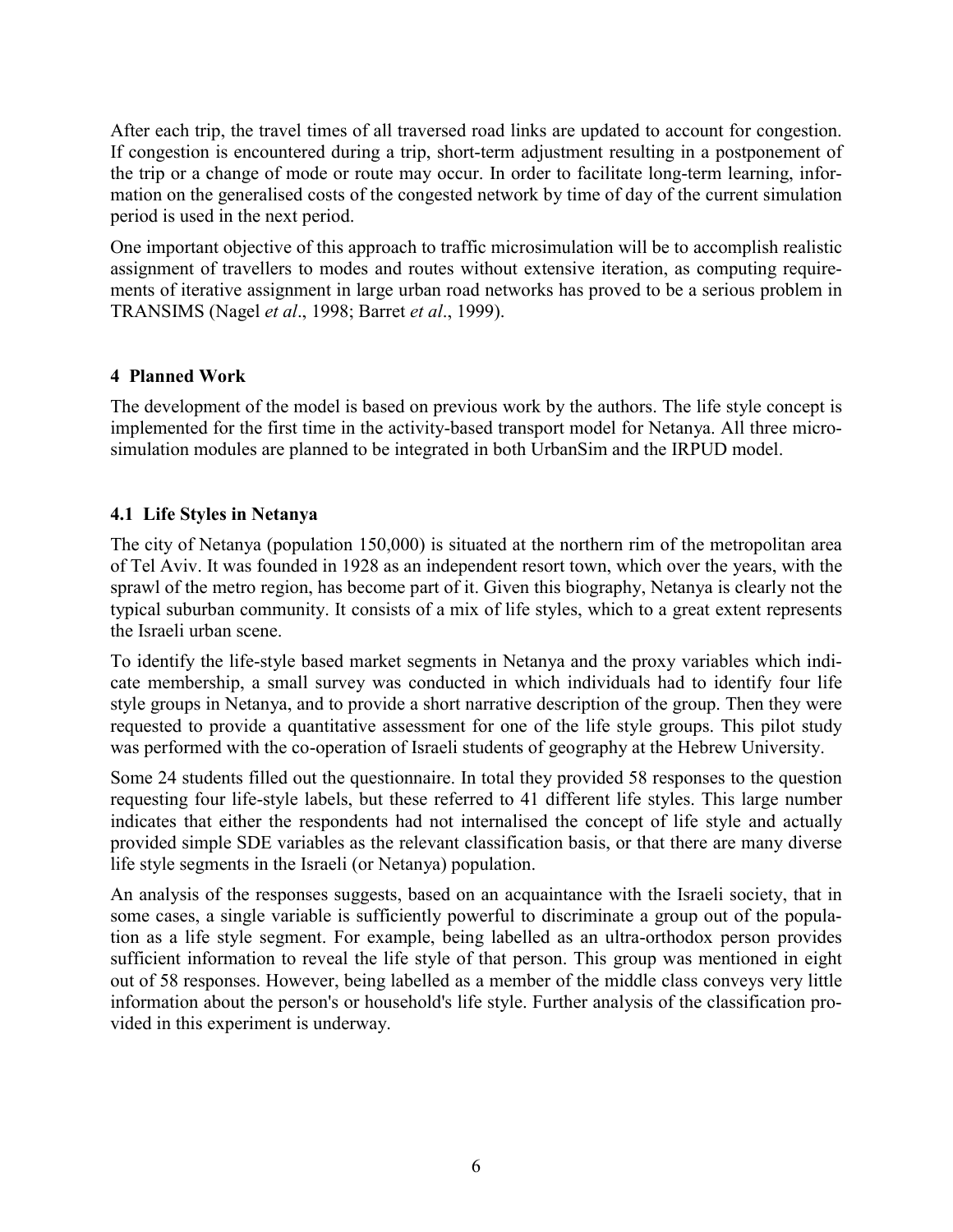After each trip, the travel times of all traversed road links are updated to account for congestion. If congestion is encountered during a trip, short-term adjustment resulting in a postponement of the trip or a change of mode or route may occur. In order to facilitate long-term learning, information on the generalised costs of the congested network by time of day of the current simulation period is used in the next period.

One important objective of this approach to traffic microsimulation will be to accomplish realistic assignment of travellers to modes and routes without extensive iteration, as computing requirements of iterative assignment in large urban road networks has proved to be a serious problem in TRANSIMS (Nagel *et al*., 1998; Barret *et al*., 1999).

## 4 Planned Work

The development of the model is based on previous work by the authors. The life style concept is implemented for the first time in the activity-based transport model for Netanya. All three microsimulation modules are planned to be integrated in both UrbanSim and the IRPUD model.

### 4.1 Life Styles in Netanya

The city of Netanya (population 150,000) is situated at the northern rim of the metropolitan area of Tel Aviv. It was founded in 1928 as an independent resort town, which over the years, with the sprawl of the metro region, has become part of it. Given this biography, Netanya is clearly not the typical suburban community. It consists of a mix of life styles, which to a great extent represents the Israeli urban scene.

To identify the life-style based market segments in Netanya and the proxy variables which indicate membership, a small survey was conducted in which individuals had to identify four life style groups in Netanya, and to provide a short narrative description of the group. Then they were requested to provide a quantitative assessment for one of the life style groups. This pilot study was performed with the co-operation of Israeli students of geography at the Hebrew University.

Some 24 students filled out the questionnaire. In total they provided 58 responses to the question requesting four life-style labels, but these referred to 41 different life styles. This large number indicates that either the respondents had not internalised the concept of life style and actually provided simple SDE variables as the relevant classification basis, or that there are many diverse life style segments in the Israeli (or Netanya) population.

An analysis of the responses suggests, based on an acquaintance with the Israeli society, that in some cases, a single variable is sufficiently powerful to discriminate a group out of the population as a life style segment. For example, being labelled as an ultra-orthodox person provides sufficient information to reveal the life style of that person. This group was mentioned in eight out of 58 responses. However, being labelled as a member of the middle class conveys very little information about the person's or household's life style. Further analysis of the classification provided in this experiment is underway.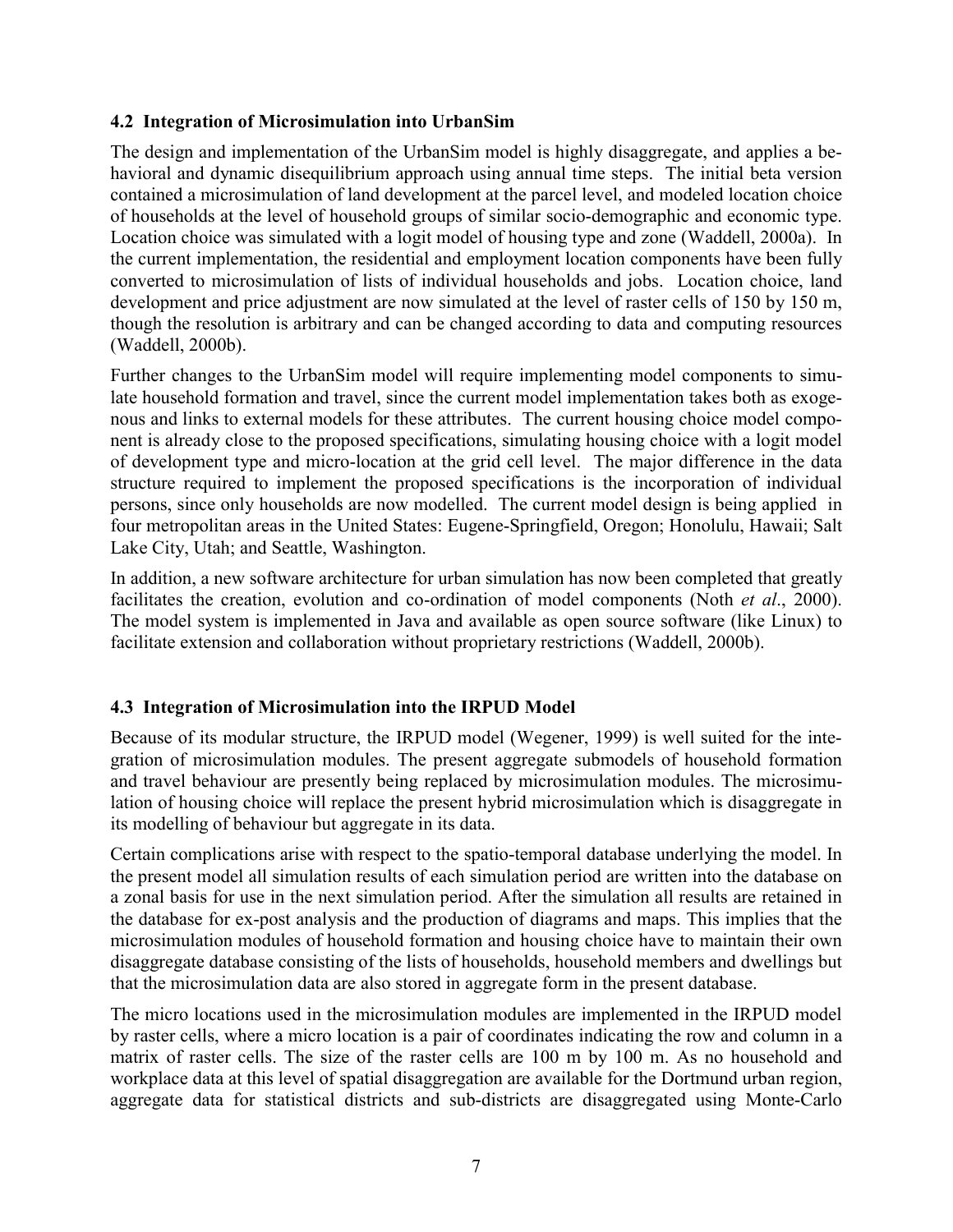### 4.2 Integration of Microsimulation into UrbanSim

The design and implementation of the UrbanSim model is highly disaggregate, and applies a behavioral and dynamic disequilibrium approach using annual time steps. The initial beta version contained a microsimulation of land development at the parcel level, and modeled location choice of households at the level of household groups of similar socio-demographic and economic type. Location choice was simulated with a logit model of housing type and zone (Waddell, 2000a). In the current implementation, the residential and employment location components have been fully converted to microsimulation of lists of individual households and jobs. Location choice, land development and price adjustment are now simulated at the level of raster cells of 150 by 150 m, though the resolution is arbitrary and can be changed according to data and computing resources (Waddell, 2000b).

Further changes to the UrbanSim model will require implementing model components to simulate household formation and travel, since the current model implementation takes both as exogenous and links to external models for these attributes. The current housing choice model component is already close to the proposed specifications, simulating housing choice with a logit model of development type and micro-location at the grid cell level. The major difference in the data structure required to implement the proposed specifications is the incorporation of individual persons, since only households are now modelled. The current model design is being applied in four metropolitan areas in the United States: Eugene-Springfield, Oregon; Honolulu, Hawaii; Salt Lake City, Utah; and Seattle, Washington.

In addition, a new software architecture for urban simulation has now been completed that greatly facilitates the creation, evolution and co-ordination of model components (Noth *et al*., 2000). The model system is implemented in Java and available as open source software (like Linux) to facilitate extension and collaboration without proprietary restrictions (Waddell, 2000b).

### 4.3 Integration of Microsimulation into the IRPUD Model

Because of its modular structure, the IRPUD model (Wegener, 1999) is well suited for the integration of microsimulation modules. The present aggregate submodels of household formation and travel behaviour are presently being replaced by microsimulation modules. The microsimulation of housing choice will replace the present hybrid microsimulation which is disaggregate in its modelling of behaviour but aggregate in its data.

Certain complications arise with respect to the spatio-temporal database underlying the model. In the present model all simulation results of each simulation period are written into the database on a zonal basis for use in the next simulation period. After the simulation all results are retained in the database for ex-post analysis and the production of diagrams and maps. This implies that the microsimulation modules of household formation and housing choice have to maintain their own disaggregate database consisting of the lists of households, household members and dwellings but that the microsimulation data are also stored in aggregate form in the present database.

The micro locations used in the microsimulation modules are implemented in the IRPUD model by raster cells, where a micro location is a pair of coordinates indicating the row and column in a matrix of raster cells. The size of the raster cells are 100 m by 100 m. As no household and workplace data at this level of spatial disaggregation are available for the Dortmund urban region, aggregate data for statistical districts and sub-districts are disaggregated using Monte-Carlo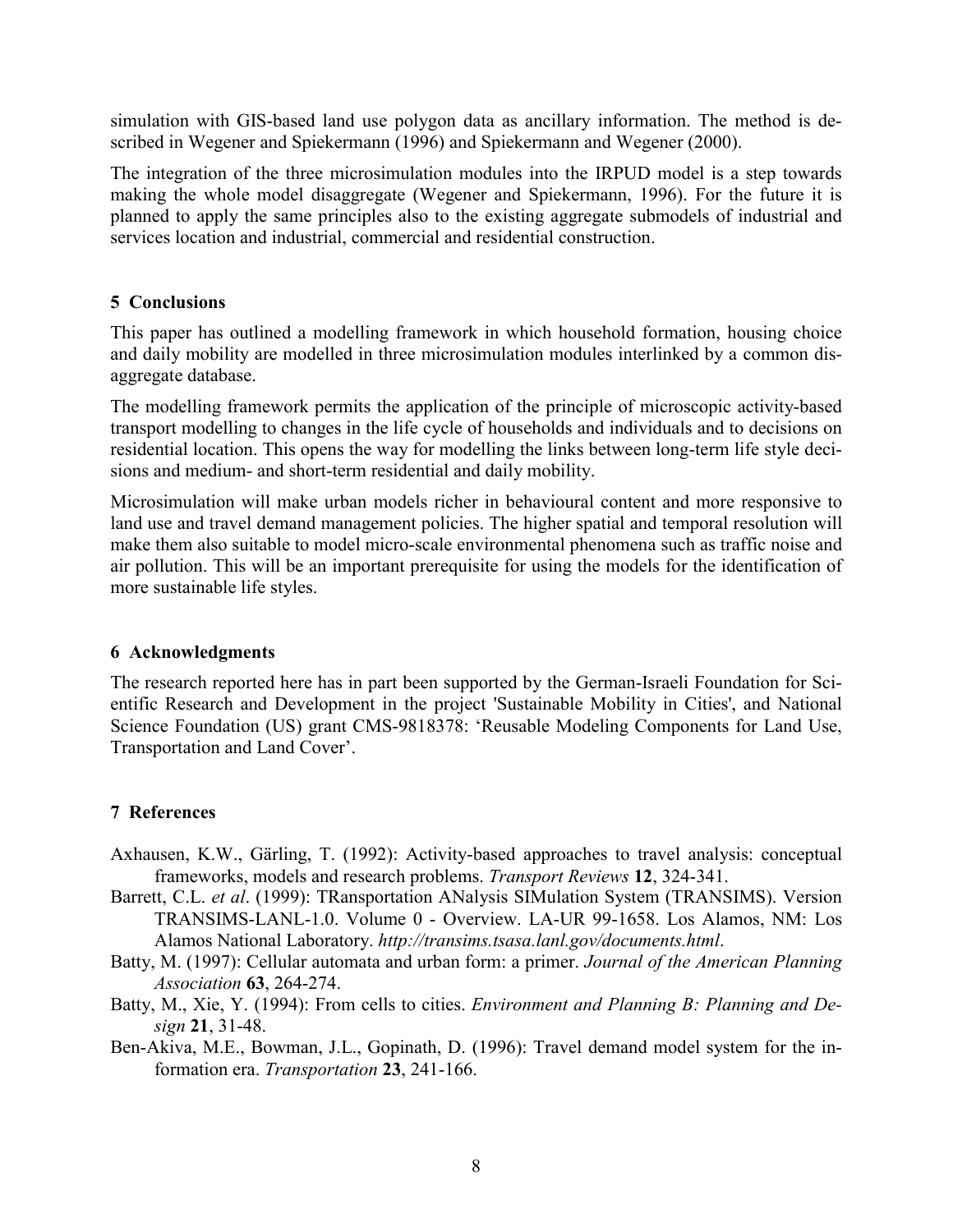simulation with GIS-based land use polygon data as ancillary information. The method is described in Wegener and Spiekermann (1996) and Spiekermann and Wegener (2000).

The integration of the three microsimulation modules into the IRPUD model is a step towards making the whole model disaggregate (Wegener and Spiekermann, 1996). For the future it is planned to apply the same principles also to the existing aggregate submodels of industrial and services location and industrial, commercial and residential construction.

## 5 Conclusions

This paper has outlined a modelling framework in which household formation, housing choice and daily mobility are modelled in three microsimulation modules interlinked by a common disaggregate database.

The modelling framework permits the application of the principle of microscopic activity-based transport modelling to changes in the life cycle of households and individuals and to decisions on residential location. This opens the way for modelling the links between long-term life style decisions and medium- and short-term residential and daily mobility.

Microsimulation will make urban models richer in behavioural content and more responsive to land use and travel demand management policies. The higher spatial and temporal resolution will make them also suitable to model micro-scale environmental phenomena such as traffic noise and air pollution. This will be an important prerequisite for using the models for the identification of more sustainable life styles.

## 6 Acknowledgments

The research reported here has in part been supported by the German-Israeli Foundation for Scientific Research and Development in the project 'Sustainable Mobility in Cities', and National Science Foundation (US) grant CMS-9818378: 'Reusable Modeling Components for Land Use, Transportation and Land Cover'.

## 7 References

Axhausen, K.W., Gärling, T. (1992): Activity-based approaches to travel analysis: conceptual frameworks, models and research problems. *Transport Reviews* **12**, 324-341.

Barrett, C.L. *et al*. (1999): TRansportation ANalysis SIMulation System (TRANSIMS). Version TRANSIMS-LANL-1.0. Volume 0 - Overview. LA-UR 99-1658. Los Alamos, NM: Los Alamos National Laboratory. *http://transims.tsasa.lanl.gov/documents.html*.

Batty, M. (1997): Cellular automata and urban form: a primer. *Journal of the American Planning Association* **63**, 264-274.

Batty, M., Xie, Y. (1994): From cells to cities. *Environment and Planning B: Planning and Design* **21**, 31-48.

Ben-Akiva, M.E., Bowman, J.L., Gopinath, D. (1996): Travel demand model system for the information era. *Transportation* **23**, 241-166.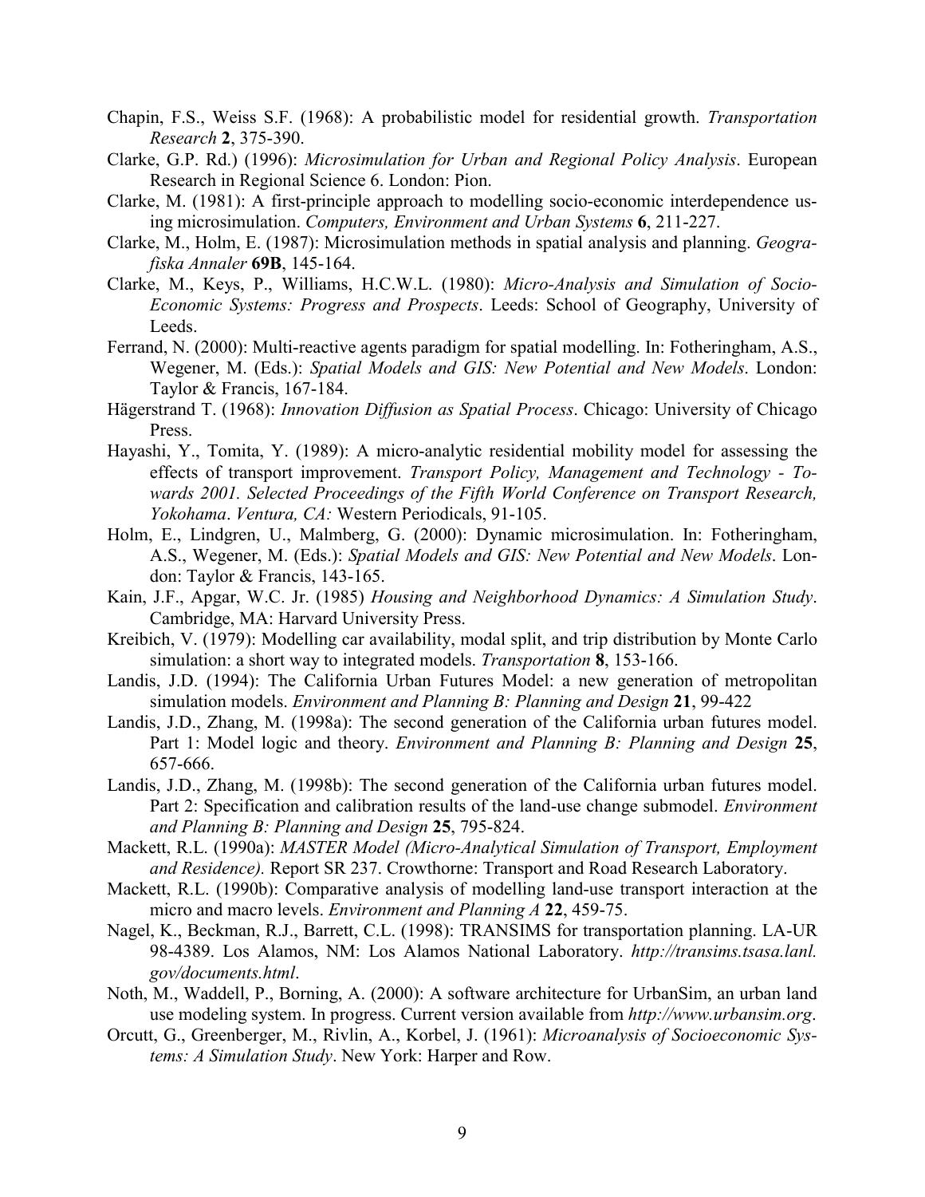Chapin, F.S., Weiss S.F. (1968): A probabilistic model for residential growth. *Transportation Research* **2**, 375-390.

Clarke, G.P. Rd.) (1996): *Microsimulation for Urban and Regional Policy Analysis*. European Research in Regional Science 6. London: Pion.

Clarke, M. (1981): A first-principle approach to modelling socio-economic interdependence using microsimulation. *Computers, Environment and Urban Systems* **6**, 211-227.

Clarke, M., Holm, E. (1987): Microsimulation methods in spatial analysis and planning. *Geografiska Annaler* **69B**, 145-164.

Clarke, M., Keys, P., Williams, H.C.W.L. (1980): *Micro-Analysis and Simulation of Socio-Economic Systems: Progress and Prospects*. Leeds: School of Geography, University of Leeds.

Ferrand, N. (2000): Multi-reactive agents paradigm for spatial modelling. In: Fotheringham, A.S., Wegener, M. (Eds.): *Spatial Models and GIS: New Potential and New Models*. London: Taylor & Francis, 167-184.

Hägerstrand T. (1968): *Innovation Diffusion as Spatial Process*. Chicago: University of Chicago Press.

Hayashi, Y., Tomita, Y. (1989): A micro-analytic residential mobility model for assessing the effects of transport improvement. *Transport Policy, Management and Technology - Towards 2001. Selected Proceedings of the Fifth World Conference on Transport Research, Yokohama*. *Ventura, CA:* Western Periodicals, 91-105.

Holm, E., Lindgren, U., Malmberg, G. (2000): Dynamic microsimulation. In: Fotheringham, A.S., Wegener, M. (Eds.): *Spatial Models and GIS: New Potential and New Models*. London: Taylor & Francis, 143-165.

Kain, J.F., Apgar, W.C. Jr. (1985) *Housing and Neighborhood Dynamics: A Simulation Study*. Cambridge, MA: Harvard University Press.

Kreibich, V. (1979): Modelling car availability, modal split, and trip distribution by Monte Carlo simulation: a short way to integrated models. *Transportation* **8**, 153-166.

Landis, J.D. (1994): The California Urban Futures Model: a new generation of metropolitan simulation models. *Environment and Planning B: Planning and Design* **21**, 99-422

Landis, J.D., Zhang, M. (1998a): The second generation of the California urban futures model. Part 1: Model logic and theory. *Environment and Planning B: Planning and Design* **25**, 657-666.

Landis, J.D., Zhang, M. (1998b): The second generation of the California urban futures model. Part 2: Specification and calibration results of the land-use change submodel. *Environment and Planning B: Planning and Design* **25**, 795-824.

Mackett, R.L. (1990a): *MASTER Model (Micro-Analytical Simulation of Transport, Employment and Residence).* Report SR 237. Crowthorne: Transport and Road Research Laboratory.

Mackett, R.L. (1990b): Comparative analysis of modelling land-use transport interaction at the micro and macro levels. *Environment and Planning A* **22**, 459-75.

Nagel, K., Beckman, R.J., Barrett, C.L. (1998): TRANSIMS for transportation planning. LA-UR 98-4389. Los Alamos, NM: Los Alamos National Laboratory. *http://transims.tsasa.lanl.gov/documents.html*.

Noth, M., Waddell, P., Borning, A. (2000): A software architecture for UrbanSim, an urban land use modeling system. In progress. Current version available from *http://www.urbansim.org*.

Orcutt, G., Greenberger, M., Rivlin, A., Korbel, J. (1961): *Microanalysis of Socioeconomic Systems: A Simulation Study*. New York: Harper and Row.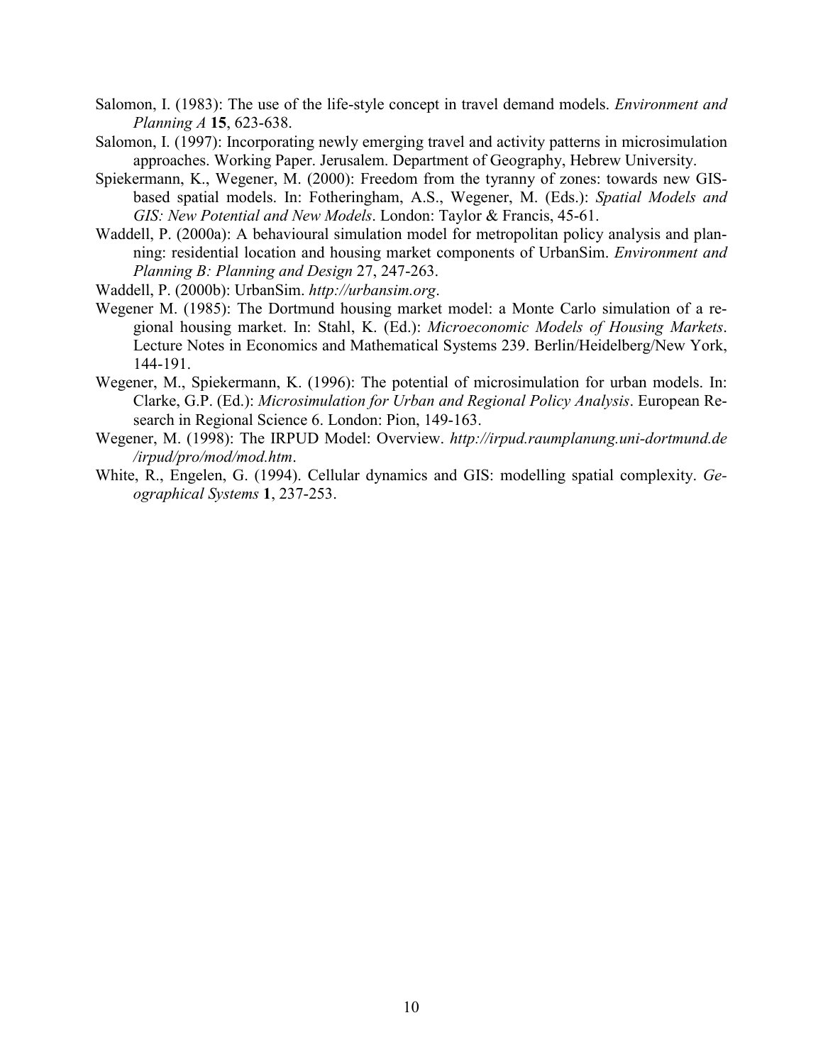Salomon, I. (1983): The use of the life-style concept in travel demand models. *Environment and Planning A* **15**, 623-638.

Salomon, I. (1997): Incorporating newly emerging travel and activity patterns in microsimulation approaches. Working Paper. Jerusalem. Department of Geography, Hebrew University.

Spiekermann, K., Wegener, M. (2000): Freedom from the tyranny of zones: towards new GIS-based spatial models. In: Fotheringham, A.S., Wegener, M. (Eds.): *Spatial Models and GIS: New Potential and New Models*. London: Taylor & Francis, 45-61.

Waddell, P. (2000a): A behavioural simulation model for metropolitan policy analysis and planning: residential location and housing market components of UrbanSim. *Environment and Planning B: Planning and Design* 27, 247-263.

Waddell, P. (2000b): UrbanSim. *http://urbansim.org*.

Wegener M. (1985): The Dortmund housing market model: a Monte Carlo simulation of a regional housing market. In: Stahl, K. (Ed.): *Microeconomic Models of Housing Markets*. Lecture Notes in Economics and Mathematical Systems 239. Berlin/Heidelberg/New York, 144-191.

Wegener, M., Spiekermann, K. (1996): The potential of microsimulation for urban models. In: Clarke, G.P. (Ed.): *Microsimulation for Urban and Regional Policy Analysis*. European Research in Regional Science 6. London: Pion, 149-163.

Wegener, M. (1998): The IRPUD Model: Overview. *http://irpud.raumplanung.uni-dortmund.de/irpud/pro/mod/mod.htm*.

White, R., Engelen, G. (1994). Cellular dynamics and GIS: modelling spatial complexity. *Geographical Systems* **1**, 237-253.